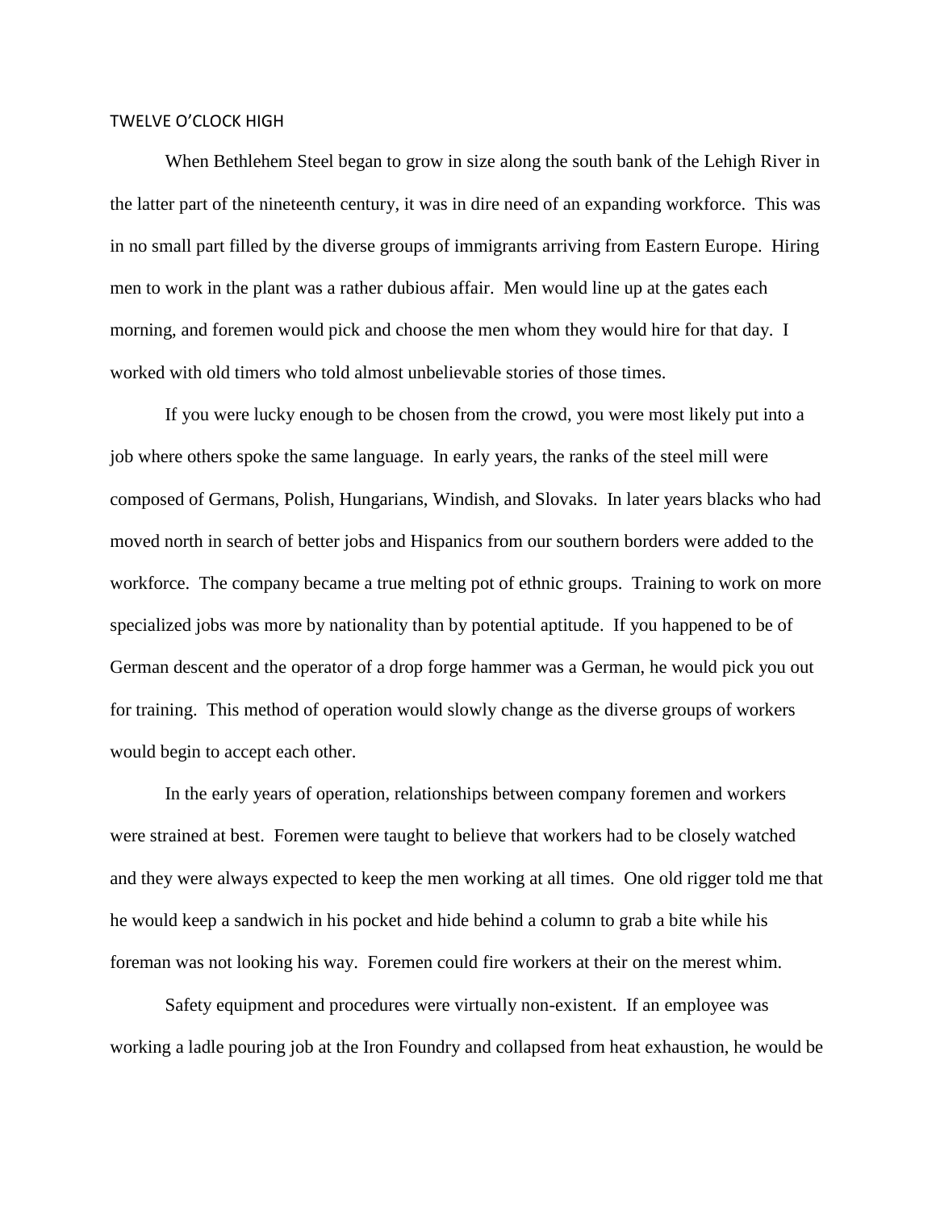# TWELVE O'CLOCK HIGH

When Bethlehem Steel began to grow in size along the south bank of the Lehigh River in the latter part of the nineteenth century, it was in dire need of an expanding workforce. This was in no small part filled by the diverse groups of immigrants arriving from Eastern Europe. Hiring men to work in the plant was a rather dubious affair. Men would line up at the gates each morning, and foremen would pick and choose the men whom they would hire for that day. I worked with old timers who told almost unbelievable stories of those times.

If you were lucky enough to be chosen from the crowd, you were most likely put into a job where others spoke the same language. In early years, the ranks of the steel mill were composed of Germans, Polish, Hungarians, Windish, and Slovaks. In later years blacks who had moved north in search of better jobs and Hispanics from our southern borders were added to the workforce. The company became a true melting pot of ethnic groups. Training to work on more specialized jobs was more by nationality than by potential aptitude. If you happened to be of German descent and the operator of a drop forge hammer was a German, he would pick you out for training. This method of operation would slowly change as the diverse groups of workers would begin to accept each other.

In the early years of operation, relationships between company foremen and workers were strained at best. Foremen were taught to believe that workers had to be closely watched and they were always expected to keep the men working at all times. One old rigger told me that he would keep a sandwich in his pocket and hide behind a column to grab a bite while his foreman was not looking his way. Foremen could fire workers at their on the merest whim.

Safety equipment and procedures were virtually non-existent. If an employee was working a ladle pouring job at the Iron Foundry and collapsed from heat exhaustion, he would be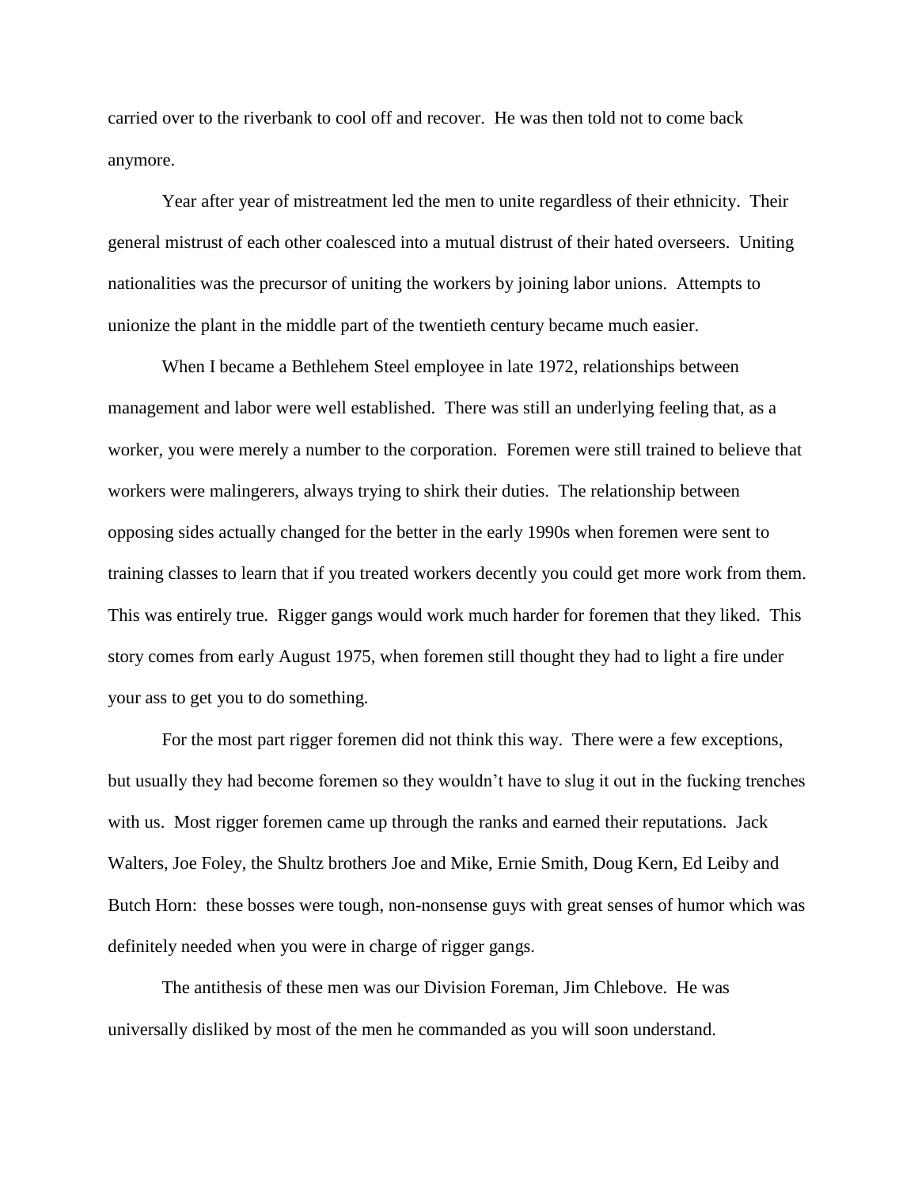carried over to the riverbank to cool off and recover. He was then told not to come back anymore.

Year after year of mistreatment led the men to unite regardless of their ethnicity. Their general mistrust of each other coalesced into a mutual distrust of their hated overseers. Uniting nationalities was the precursor of uniting the workers by joining labor unions. Attempts to unionize the plant in the middle part of the twentieth century became much easier.

When I became a Bethlehem Steel employee in late 1972, relationships between management and labor were well established. There was still an underlying feeling that, as a worker, you were merely a number to the corporation. Foremen were still trained to believe that workers were malingerers, always trying to shirk their duties. The relationship between opposing sides actually changed for the better in the early 1990s when foremen were sent to training classes to learn that if you treated workers decently you could get more work from them. This was entirely true. Rigger gangs would work much harder for foremen that they liked. This story comes from early August 1975, when foremen still thought they had to light a fire under your ass to get you to do something.

For the most part rigger foremen did not think this way. There were a few exceptions, but usually they had become foremen so they wouldn't have to slug it out in the fucking trenches with us. Most rigger foremen came up through the ranks and earned their reputations. Jack Walters, Joe Foley, the Shultz brothers Joe and Mike, Ernie Smith, Doug Kern, Ed Leiby and Butch Horn: these bosses were tough, non-nonsense guys with great senses of humor which was definitely needed when you were in charge of rigger gangs.

The antithesis of these men was our Division Foreman, Jim Chlebove. He was universally disliked by most of the men he commanded as you will soon understand.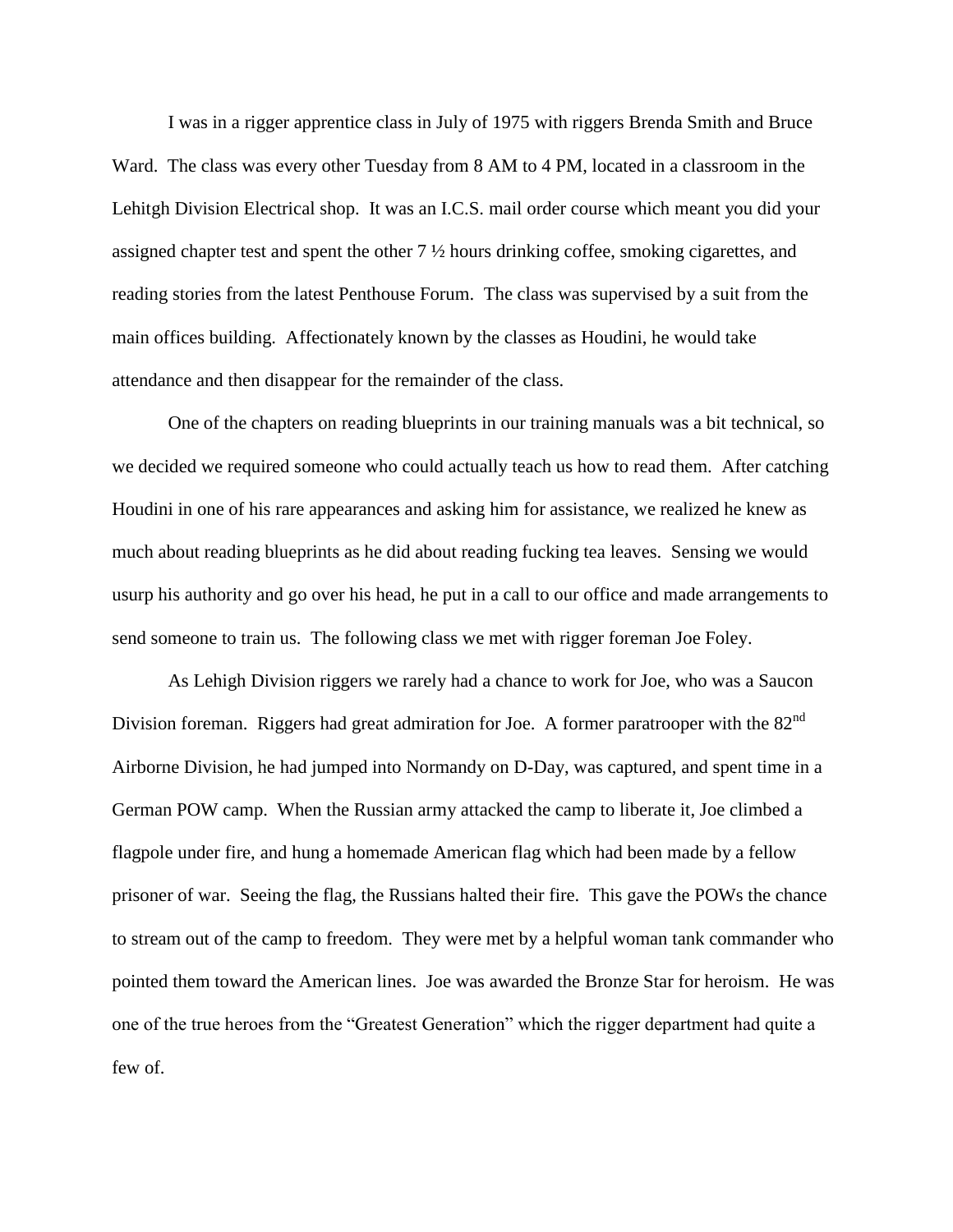I was in a rigger apprentice class in July of 1975 with riggers Brenda Smith and Bruce Ward. The class was every other Tuesday from 8 AM to 4 PM, located in a classroom in the Lehitgh Division Electrical shop. It was an I.C.S. mail order course which meant you did your assigned chapter test and spent the other 7 ½ hours drinking coffee, smoking cigarettes, and reading stories from the latest Penthouse Forum. The class was supervised by a suit from the main offices building. Affectionately known by the classes as Houdini, he would take attendance and then disappear for the remainder of the class.

One of the chapters on reading blueprints in our training manuals was a bit technical, so we decided we required someone who could actually teach us how to read them. After catching Houdini in one of his rare appearances and asking him for assistance, we realized he knew as much about reading blueprints as he did about reading fucking tea leaves. Sensing we would usurp his authority and go over his head, he put in a call to our office and made arrangements to send someone to train us. The following class we met with rigger foreman Joe Foley.

As Lehigh Division riggers we rarely had a chance to work for Joe, who was a Saucon Division foreman. Riggers had great admiration for Joe. A former paratrooper with the 82nd Airborne Division, he had jumped into Normandy on D-Day, was captured, and spent time in a German POW camp. When the Russian army attacked the camp to liberate it, Joe climbed a flagpole under fire, and hung a homemade American flag which had been made by a fellow prisoner of war. Seeing the flag, the Russians halted their fire. This gave the POWs the chance to stream out of the camp to freedom. They were met by a helpful woman tank commander who pointed them toward the American lines. Joe was awarded the Bronze Star for heroism. He was one of the true heroes from the "Greatest Generation" which the rigger department had quite a few of.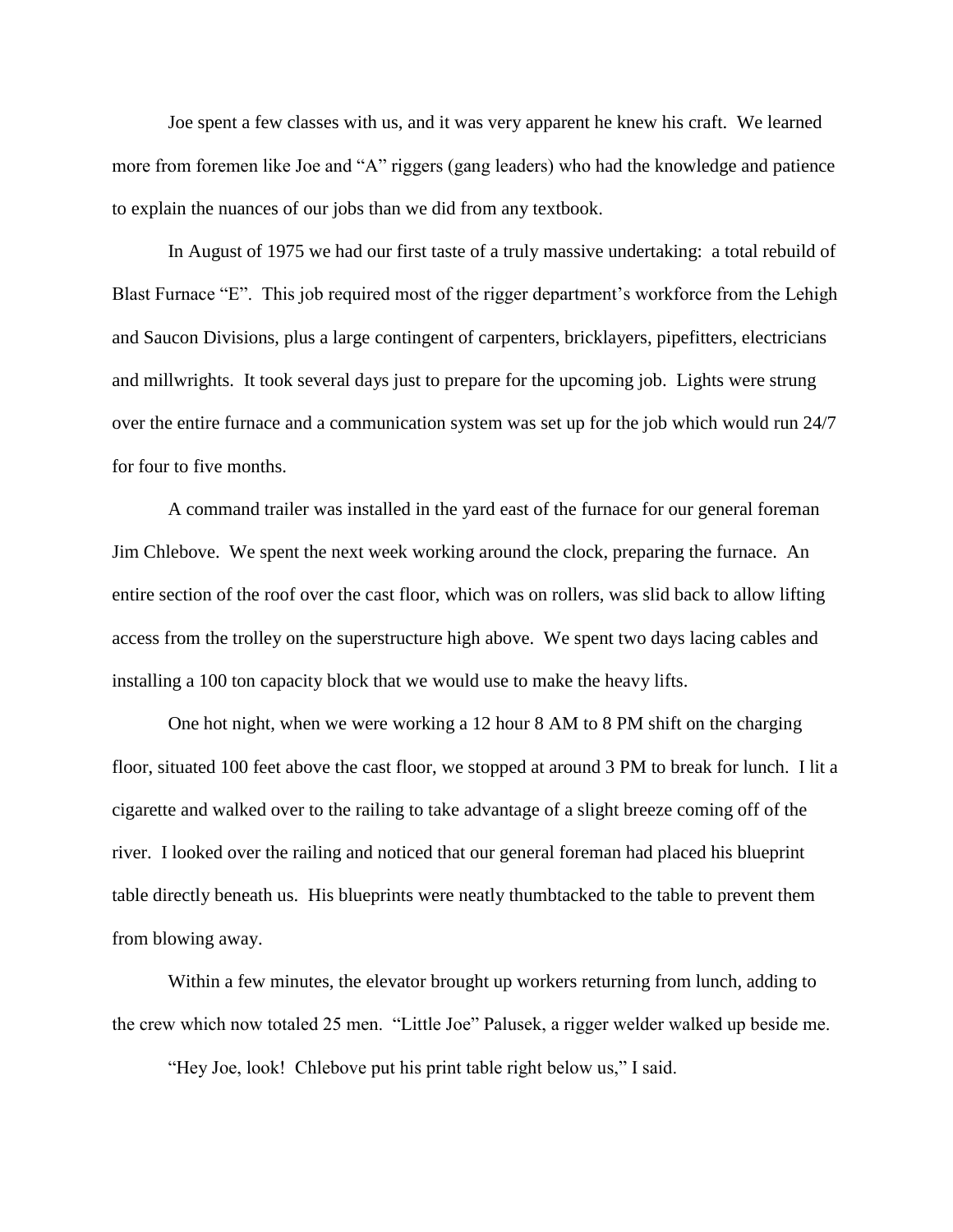Joe spent a few classes with us, and it was very apparent he knew his craft. We learned more from foremen like Joe and "A" riggers (gang leaders) who had the knowledge and patience to explain the nuances of our jobs than we did from any textbook.

In August of 1975 we had our first taste of a truly massive undertaking: a total rebuild of Blast Furnace "E". This job required most of the rigger department's workforce from the Lehigh and Saucon Divisions, plus a large contingent of carpenters, bricklayers, pipefitters, electricians and millwrights. It took several days just to prepare for the upcoming job. Lights were strung over the entire furnace and a communication system was set up for the job which would run 24/7 for four to five months.

A command trailer was installed in the yard east of the furnace for our general foreman Jim Chlebove. We spent the next week working around the clock, preparing the furnace. An entire section of the roof over the cast floor, which was on rollers, was slid back to allow lifting access from the trolley on the superstructure high above. We spent two days lacing cables and installing a 100 ton capacity block that we would use to make the heavy lifts.

One hot night, when we were working a 12 hour 8 AM to 8 PM shift on the charging floor, situated 100 feet above the cast floor, we stopped at around 3 PM to break for lunch. I lit a cigarette and walked over to the railing to take advantage of a slight breeze coming off of the river. I looked over the railing and noticed that our general foreman had placed his blueprint table directly beneath us. His blueprints were neatly thumbtacked to the table to prevent them from blowing away.

Within a few minutes, the elevator brought up workers returning from lunch, adding to the crew which now totaled 25 men. "Little Joe" Palusek, a rigger welder walked up beside me.

"Hey Joe, look! Chlebove put his print table right below us," I said.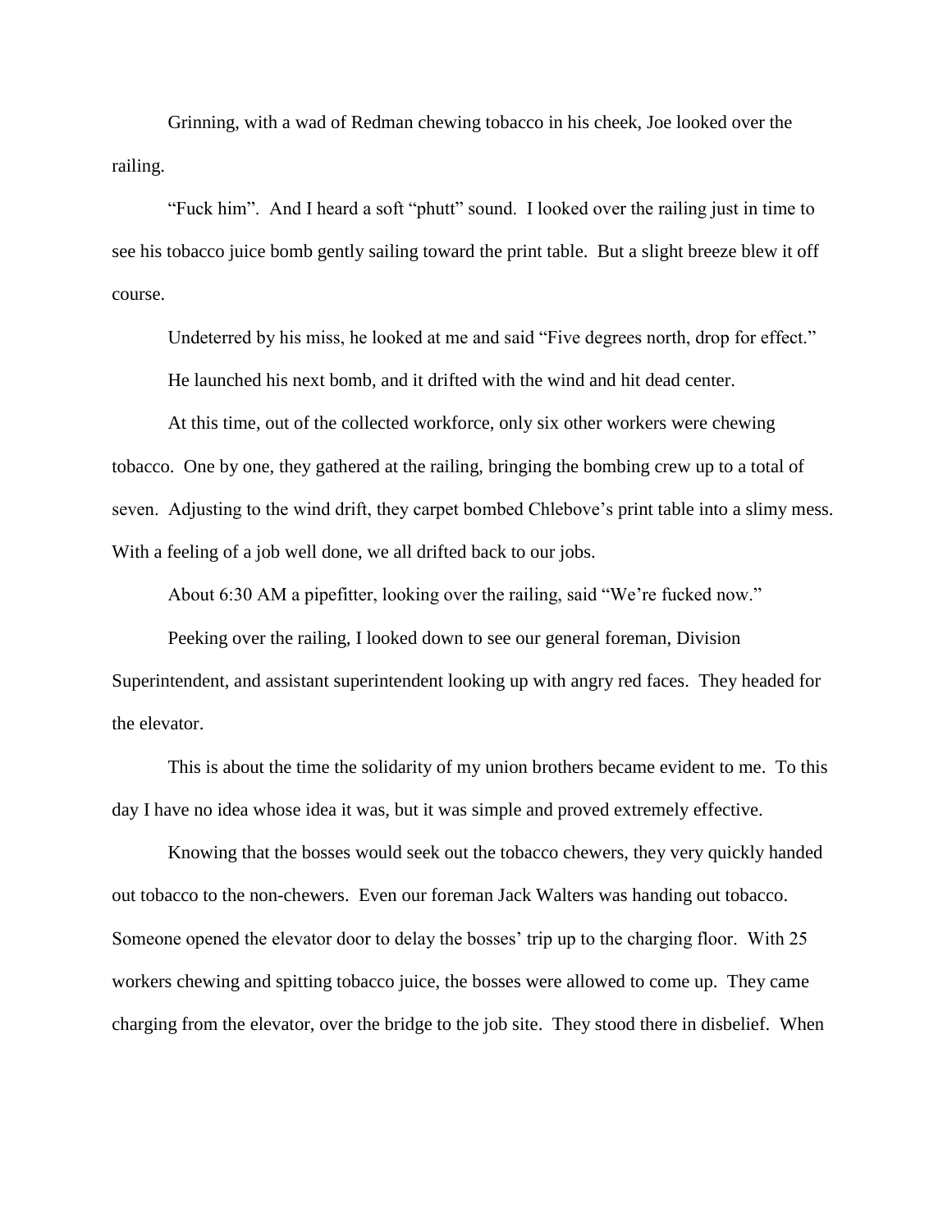Grinning, with a wad of Redman chewing tobacco in his cheek, Joe looked over the railing.

"Fuck him". And I heard a soft "phutt" sound. I looked over the railing just in time to see his tobacco juice bomb gently sailing toward the print table. But a slight breeze blew it off course.

Undeterred by his miss, he looked at me and said "Five degrees north, drop for effect."

He launched his next bomb, and it drifted with the wind and hit dead center.

At this time, out of the collected workforce, only six other workers were chewing tobacco. One by one, they gathered at the railing, bringing the bombing crew up to a total of seven. Adjusting to the wind drift, they carpet bombed Chlebove's print table into a slimy mess. With a feeling of a job well done, we all drifted back to our jobs.

About 6:30 AM a pipefitter, looking over the railing, said "We're fucked now."

Peeking over the railing, I looked down to see our general foreman, Division Superintendent, and assistant superintendent looking up with angry red faces. They headed for the elevator.

This is about the time the solidarity of my union brothers became evident to me. To this day I have no idea whose idea it was, but it was simple and proved extremely effective.

Knowing that the bosses would seek out the tobacco chewers, they very quickly handed out tobacco to the non-chewers. Even our foreman Jack Walters was handing out tobacco. Someone opened the elevator door to delay the bosses' trip up to the charging floor. With 25 workers chewing and spitting tobacco juice, the bosses were allowed to come up. They came charging from the elevator, over the bridge to the job site. They stood there in disbelief. When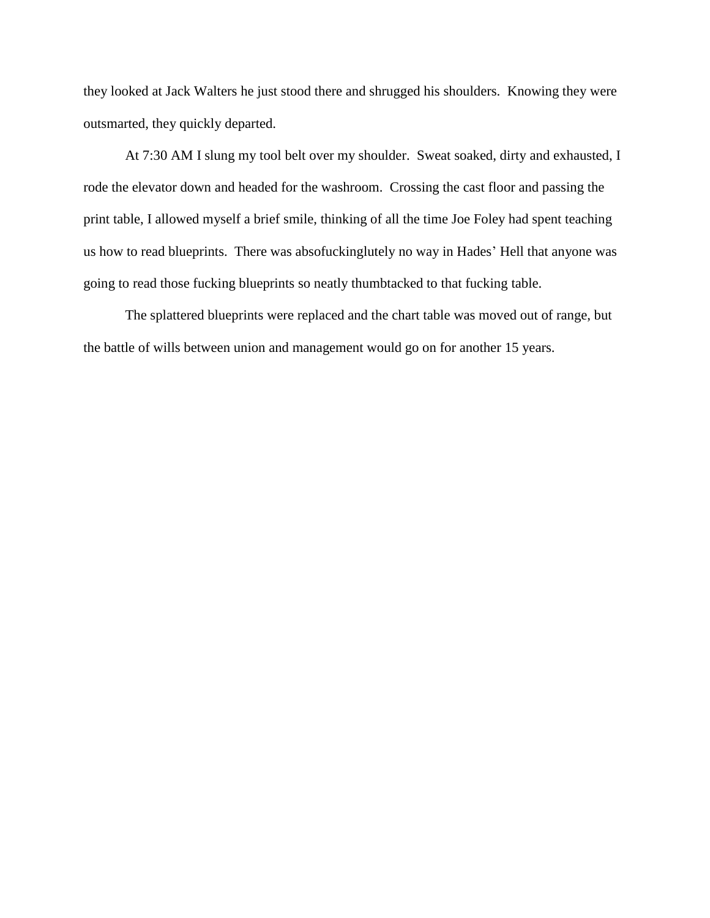they looked at Jack Walters he just stood there and shrugged his shoulders. Knowing they were outsmarted, they quickly departed.

At 7:30 AM I slung my tool belt over my shoulder. Sweat soaked, dirty and exhausted, I rode the elevator down and headed for the washroom. Crossing the cast floor and passing the print table, I allowed myself a brief smile, thinking of all the time Joe Foley had spent teaching us how to read blueprints. There was absofuckinglutely no way in Hades' Hell that anyone was going to read those fucking blueprints so neatly thumbtacked to that fucking table.

The splattered blueprints were replaced and the chart table was moved out of range, but the battle of wills between union and management would go on for another 15 years.